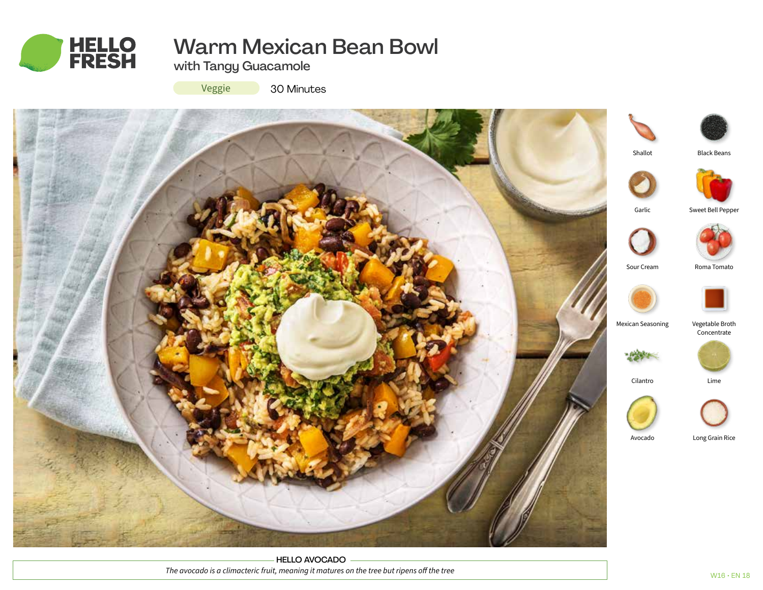# Warm Mexican Bean Bowl

## with Tangy Guacamole

Veggie

30 Minutes

- Shallot
- Black Beans
- Garlic
- Sweet Bell Pepper
- Sour Cream
- Roma Tomato
- Mexican Seasoning
- Vegetable Broth Concentrate
- Cilantro
- Lime
- Avocado
- Long Grain Rice

**HELLO AVOCADO**

*The avocado is a climacteric fruit, meaning it matures on the tree but ripens off the tree*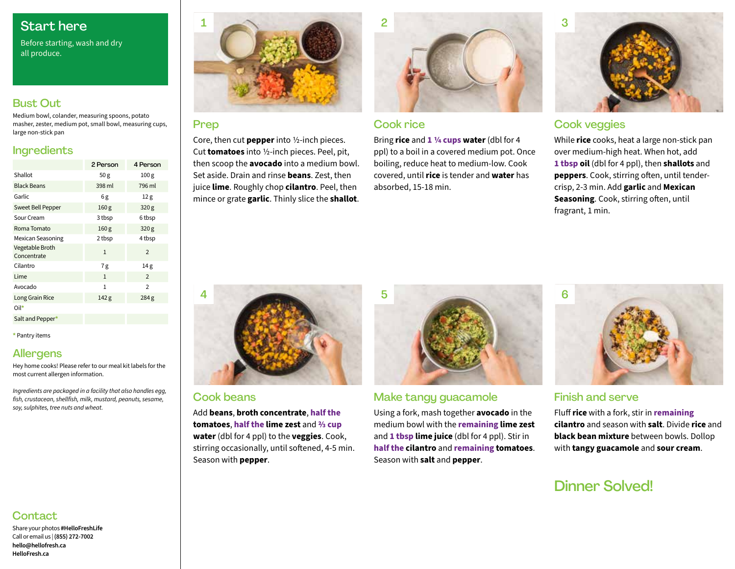## Start here

Before starting, wash and dry all produce.

## Bust Out

Medium bowl, colander, measuring spoons, potato masher, zester, medium pot, small bowl, measuring cups, large non-stick pan

## Ingredients

| | 2 Person | 4 Person |
|---|---|---|
| Shallot | 50 g | 100 g |
| Black Beans | 398 ml | 796 ml |
| Garlic | 6 g | 12 g |
| Sweet Bell Pepper | 160 g | 320 g |
| Sour Cream | 3 tbsp | 6 tbsp |
| Roma Tomato | 160 g | 320 g |
| Mexican Seasoning | 2 tbsp | 4 tbsp |
| Vegetable Broth Concentrate | 1 | 2 |
| Cilantro | 7 g | 14 g |
| Lime | 1 | 2 |
| Avocado | 1 | 2 |
| Long Grain Rice | 142 g | 284 g |
| Oil* | | |
| Salt and Pepper* | | |

\* Pantry items

## Allergens

Hey home cooks! Please refer to our meal kit labels for the most current allergen information.

*Ingredients are packaged in a facility that also handles egg, fish, crustacean, shellfish, milk, mustard, peanuts, sesame, soy, sulphites, tree nuts and wheat.*

## Contact

Share your photos **#HelloFreshLife**
Call or email us | **(855) 272-7002**
**hello@hellofresh.ca**
**HelloFresh.ca**

## 1 Prep

Core, then cut **pepper** into ½-inch pieces. Cut **tomatoes** into ½-inch pieces. Peel, pit, then scoop the **avocado** into a medium bowl. Set aside. Drain and rinse **beans**. Zest, then juice **lime**. Roughly chop **cilantro**. Peel, then mince or grate **garlic**. Thinly slice the **shallot**.

## 2 Cook rice

Bring **rice** and **1 ¼ cups water** (dbl for 4 ppl) to a boil in a covered medium pot. Once boiling, reduce heat to medium-low. Cook covered, until **rice** is tender and **water** has absorbed, 15-18 min.

## 3 Cook veggies

While **rice** cooks, heat a large non-stick pan over medium-high heat. When hot, add **1 tbsp oil** (dbl for 4 ppl), then **shallots** and **peppers**. Cook, stirring often, until tender-crisp, 2-3 min. Add **garlic** and **Mexican Seasoning**. Cook, stirring often, until fragrant, 1 min.

## 4 Cook beans

Add **beans**, **broth concentrate**, **half the tomatoes**, **half the lime zest** and **⅔ cup water** (dbl for 4 ppl) to the **veggies**. Cook, stirring occasionally, until softened, 4-5 min. Season with **pepper**.

## 5 Make tangy guacamole

Using a fork, mash together **avocado** in the medium bowl with the **remaining lime zest** and **1 tbsp lime juice** (dbl for 4 ppl). Stir in **half the cilantro** and **remaining tomatoes**. Season with **salt** and **pepper**.

## 6 Finish and serve

Fluff **rice** with a fork, stir in **remaining cilantro** and season with **salt**. Divide **rice** and **black bean mixture** between bowls. Dollop with **tangy guacamole** and **sour cream**.

## Dinner Solved!